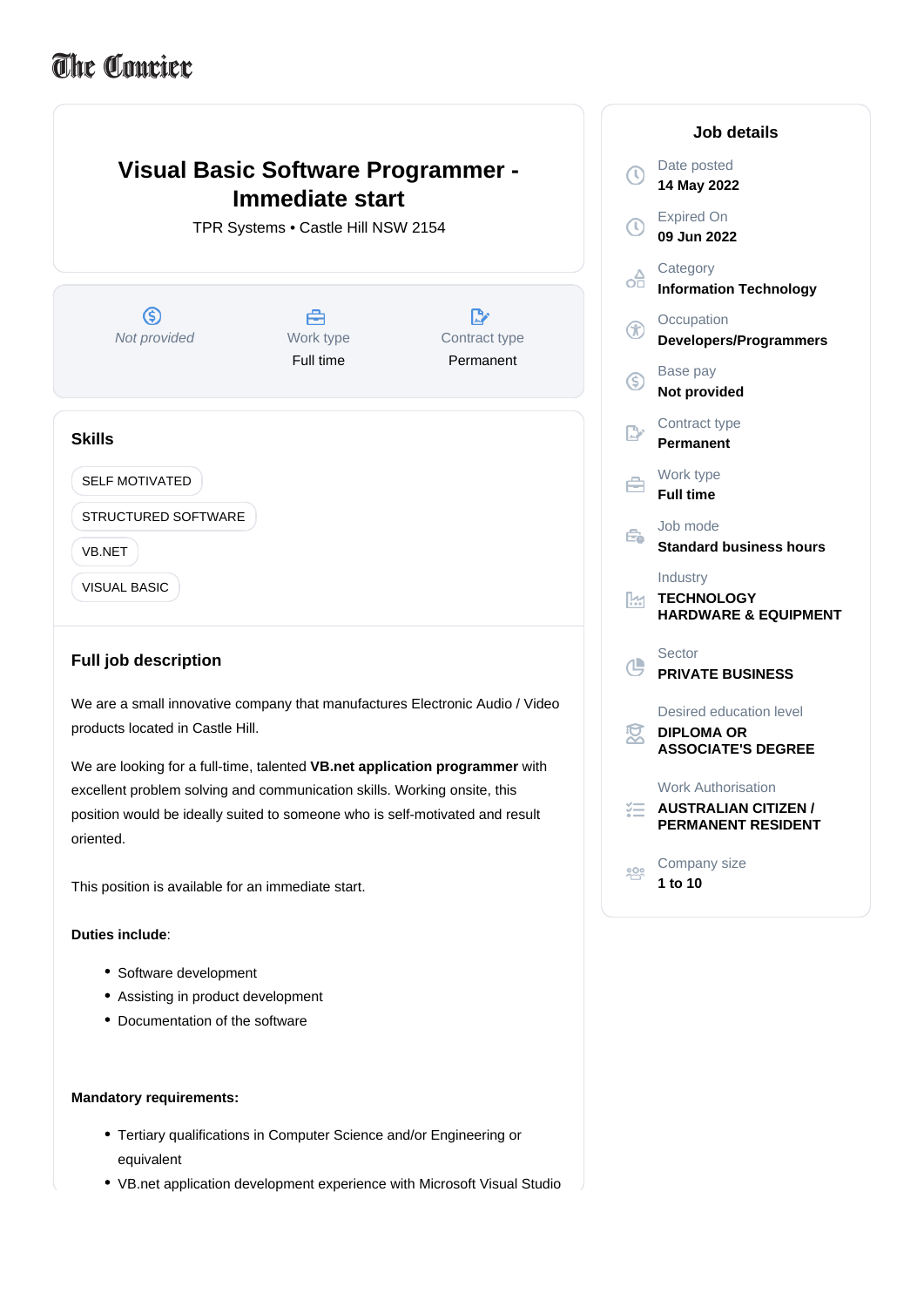The Courier

# Visual Basic Software Programmer - Immediate start

TPR Systems • Castle Hill NSW 2154

*Not provided*

Work type
Full time

Contract type
Permanent

## Skills

SELF MOTIVATED

STRUCTURED SOFTWARE

VB.NET

VISUAL BASIC

## Full job description

We are a small innovative company that manufactures Electronic Audio / Video products located in Castle Hill.

We are looking for a full-time, talented **VB.net application programmer** with excellent problem solving and communication skills. Working onsite, this position would be ideally suited to someone who is self-motivated and result oriented.

This position is available for an immediate start.

**Duties include**:

- Software development
- Assisting in product development
- Documentation of the software

**Mandatory requirements:**

- Tertiary qualifications in Computer Science and/or Engineering or equivalent
- VB.net application development experience with Microsoft Visual Studio

## Job details

Date posted
**14 May 2022**

Expired On
**09 Jun 2022**

Category
**Information Technology**

Occupation
**Developers/Programmers**

Base pay
**Not provided**

Contract type
**Permanent**

Work type
**Full time**

Job mode
**Standard business hours**

Industry
**TECHNOLOGY HARDWARE & EQUIPMENT**

Sector
**PRIVATE BUSINESS**

Desired education level
**DIPLOMA OR ASSOCIATE'S DEGREE**

Work Authorisation
**AUSTRALIAN CITIZEN / PERMANENT RESIDENT**

Company size
**1 to 10**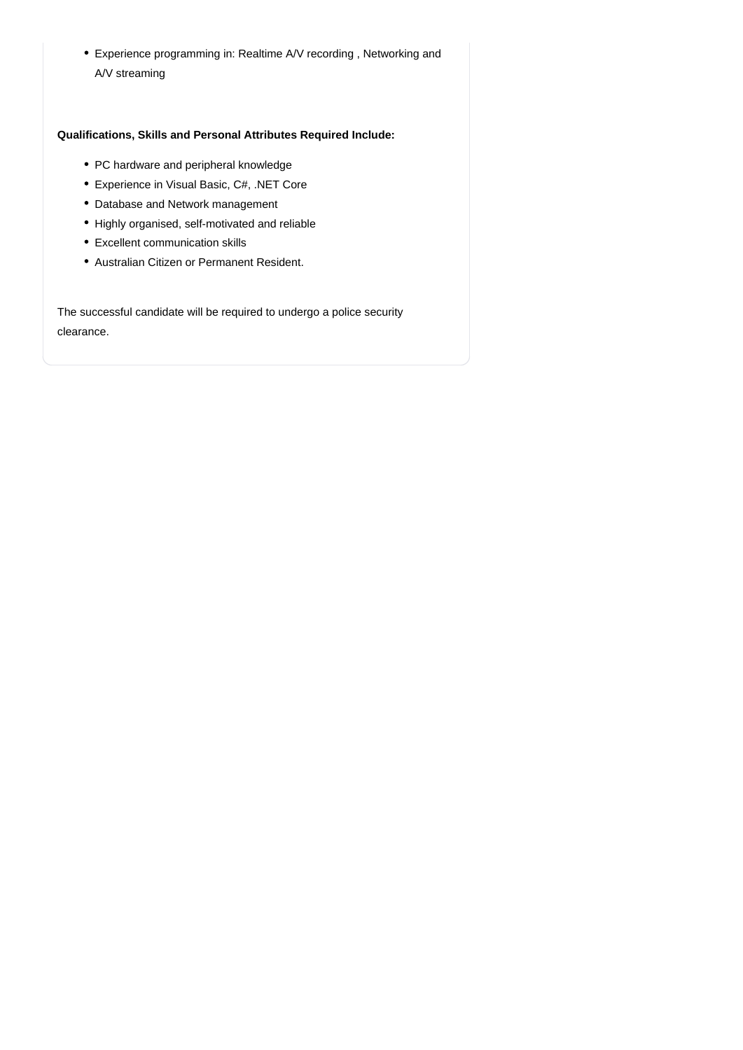- Experience programming in: Realtime A/V recording , Networking and A/V streaming

**Qualifications, Skills and Personal Attributes Required Include:**

- PC hardware and peripheral knowledge
- Experience in Visual Basic, C#, .NET Core
- Database and Network management
- Highly organised, self-motivated and reliable
- Excellent communication skills
- Australian Citizen or Permanent Resident.

The successful candidate will be required to undergo a police security clearance.